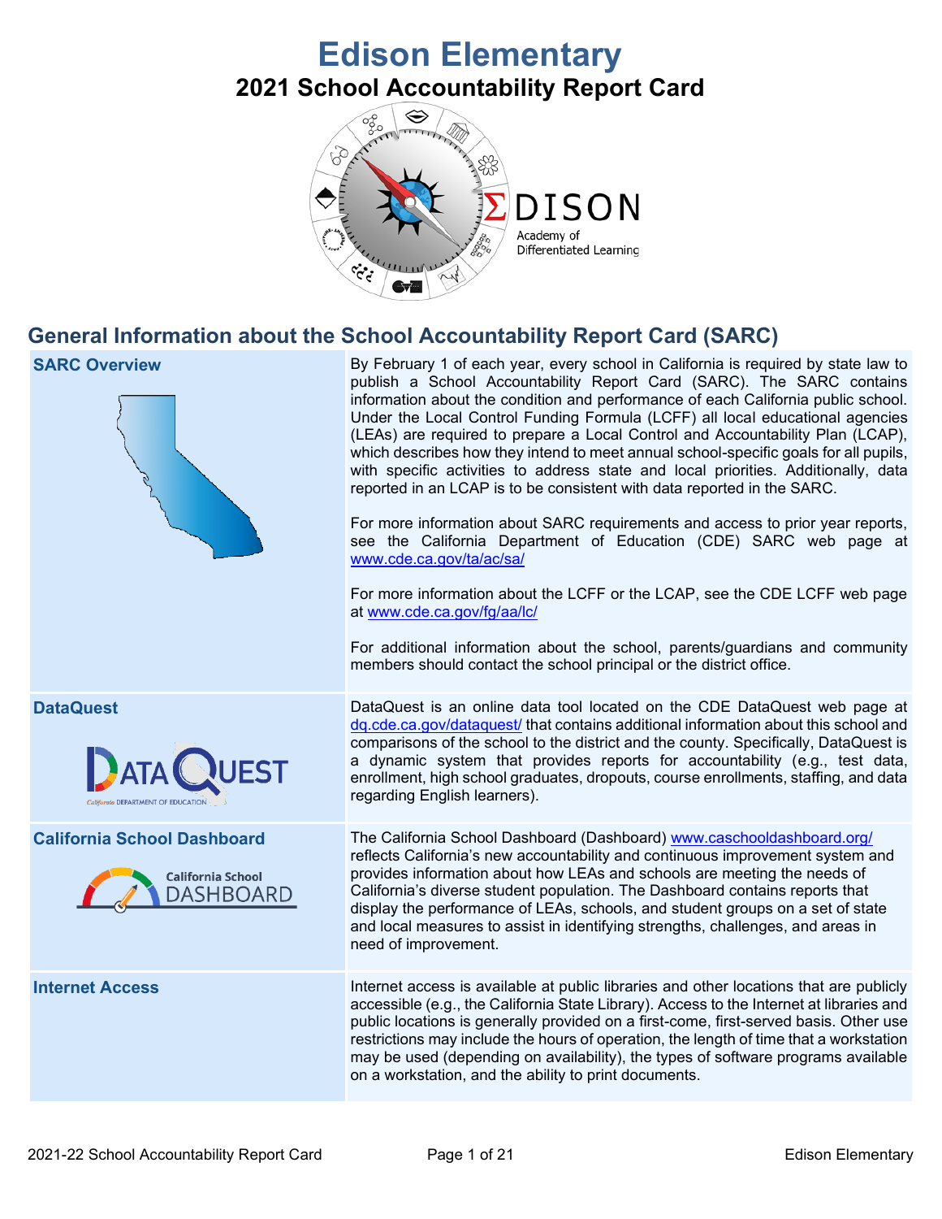# Edison Elementary

## 2021 School Accountability Report Card

EDISON
Academy of
Differentiated Learning

## General Information about the School Accountability Report Card (SARC)

| | |
|---|---|
| **SARC Overview** | By February 1 of each year, every school in California is required by state law to publish a School Accountability Report Card (SARC). The SARC contains information about the condition and performance of each California public school. Under the Local Control Funding Formula (LCFF) all local educational agencies (LEAs) are required to prepare a Local Control and Accountability Plan (LCAP), which describes how they intend to meet annual school-specific goals for all pupils, with specific activities to address state and local priorities. Additionally, data reported in an LCAP is to be consistent with data reported in the SARC.<br><br>For more information about SARC requirements and access to prior year reports, see the California Department of Education (CDE) SARC web page at www.cde.ca.gov/ta/ac/sa/<br><br>For more information about the LCFF or the LCAP, see the CDE LCFF web page at www.cde.ca.gov/fg/aa/lc/<br><br>For additional information about the school, parents/guardians and community members should contact the school principal or the district office. |
| **DataQuest** | DataQuest is an online data tool located on the CDE DataQuest web page at dq.cde.ca.gov/dataquest/ that contains additional information about this school and comparisons of the school to the district and the county. Specifically, DataQuest is a dynamic system that provides reports for accountability (e.g., test data, enrollment, high school graduates, dropouts, course enrollments, staffing, and data regarding English learners). |
| **California School Dashboard** | The California School Dashboard (Dashboard) www.caschooldashboard.org/ reflects California's new accountability and continuous improvement system and provides information about how LEAs and schools are meeting the needs of California's diverse student population. The Dashboard contains reports that display the performance of LEAs, schools, and student groups on a set of state and local measures to assist in identifying strengths, challenges, and areas in need of improvement. |
| **Internet Access** | Internet access is available at public libraries and other locations that are publicly accessible (e.g., the California State Library). Access to the Internet at libraries and public locations is generally provided on a first-come, first-served basis. Other use restrictions may include the hours of operation, the length of time that a workstation may be used (depending on availability), the types of software programs available on a workstation, and the ability to print documents. |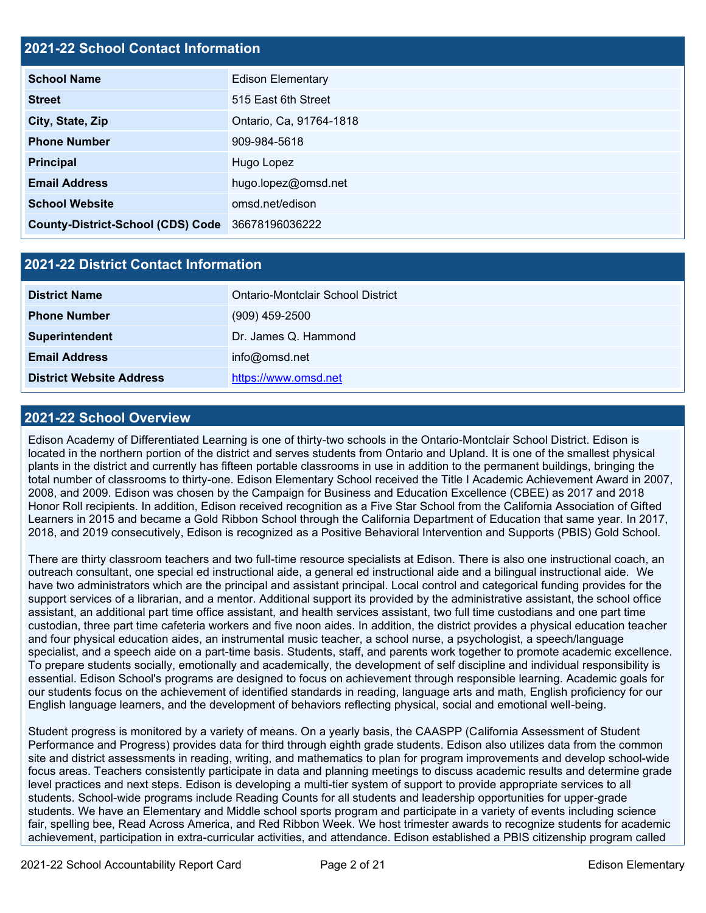## 2021-22 School Contact Information

| | |
|---|---|
| **School Name** | Edison Elementary |
| **Street** | 515 East 6th Street |
| **City, State, Zip** | Ontario, Ca, 91764-1818 |
| **Phone Number** | 909-984-5618 |
| **Principal** | Hugo Lopez |
| **Email Address** | hugo.lopez@omsd.net |
| **School Website** | omsd.net/edison |
| **County-District-School (CDS) Code** | 36678196036222 |

## 2021-22 District Contact Information

| | |
|---|---|
| **District Name** | Ontario-Montclair School District |
| **Phone Number** | (909) 459-2500 |
| **Superintendent** | Dr. James Q. Hammond |
| **Email Address** | info@omsd.net |
| **District Website Address** | https://www.omsd.net |

## 2021-22 School Overview

Edison Academy of Differentiated Learning is one of thirty-two schools in the Ontario-Montclair School District. Edison is located in the northern portion of the district and serves students from Ontario and Upland. It is one of the smallest physical plants in the district and currently has fifteen portable classrooms in use in addition to the permanent buildings, bringing the total number of classrooms to thirty-one. Edison Elementary School received the Title I Academic Achievement Award in 2007, 2008, and 2009. Edison was chosen by the Campaign for Business and Education Excellence (CBEE) as 2017 and 2018 Honor Roll recipients. In addition, Edison received recognition as a Five Star School from the California Association of Gifted Learners in 2015 and became a Gold Ribbon School through the California Department of Education that same year. In 2017, 2018, and 2019 consecutively, Edison is recognized as a Positive Behavioral Intervention and Supports (PBIS) Gold School.

There are thirty classroom teachers and two full-time resource specialists at Edison. There is also one instructional coach, an outreach consultant, one special ed instructional aide, a general ed instructional aide and a bilingual instructional aide. We have two administrators which are the principal and assistant principal. Local control and categorical funding provides for the support services of a librarian, and a mentor. Additional support its provided by the administrative assistant, the school office assistant, an additional part time office assistant, and health services assistant, two full time custodians and one part time custodian, three part time cafeteria workers and five noon aides. In addition, the district provides a physical education teacher and four physical education aides, an instrumental music teacher, a school nurse, a psychologist, a speech/language specialist, and a speech aide on a part-time basis. Students, staff, and parents work together to promote academic excellence. To prepare students socially, emotionally and academically, the development of self discipline and individual responsibility is essential. Edison School's programs are designed to focus on achievement through responsible learning. Academic goals for our students focus on the achievement of identified standards in reading, language arts and math, English proficiency for our English language learners, and the development of behaviors reflecting physical, social and emotional well-being.

Student progress is monitored by a variety of means. On a yearly basis, the CAASPP (California Assessment of Student Performance and Progress) provides data for third through eighth grade students. Edison also utilizes data from the common site and district assessments in reading, writing, and mathematics to plan for program improvements and develop school-wide focus areas. Teachers consistently participate in data and planning meetings to discuss academic results and determine grade level practices and next steps. Edison is developing a multi-tier system of support to provide appropriate services to all students. School-wide programs include Reading Counts for all students and leadership opportunities for upper-grade students. We have an Elementary and Middle school sports program and participate in a variety of events including science fair, spelling bee, Read Across America, and Red Ribbon Week. We host trimester awards to recognize students for academic achievement, participation in extra-curricular activities, and attendance. Edison established a PBIS citizenship program called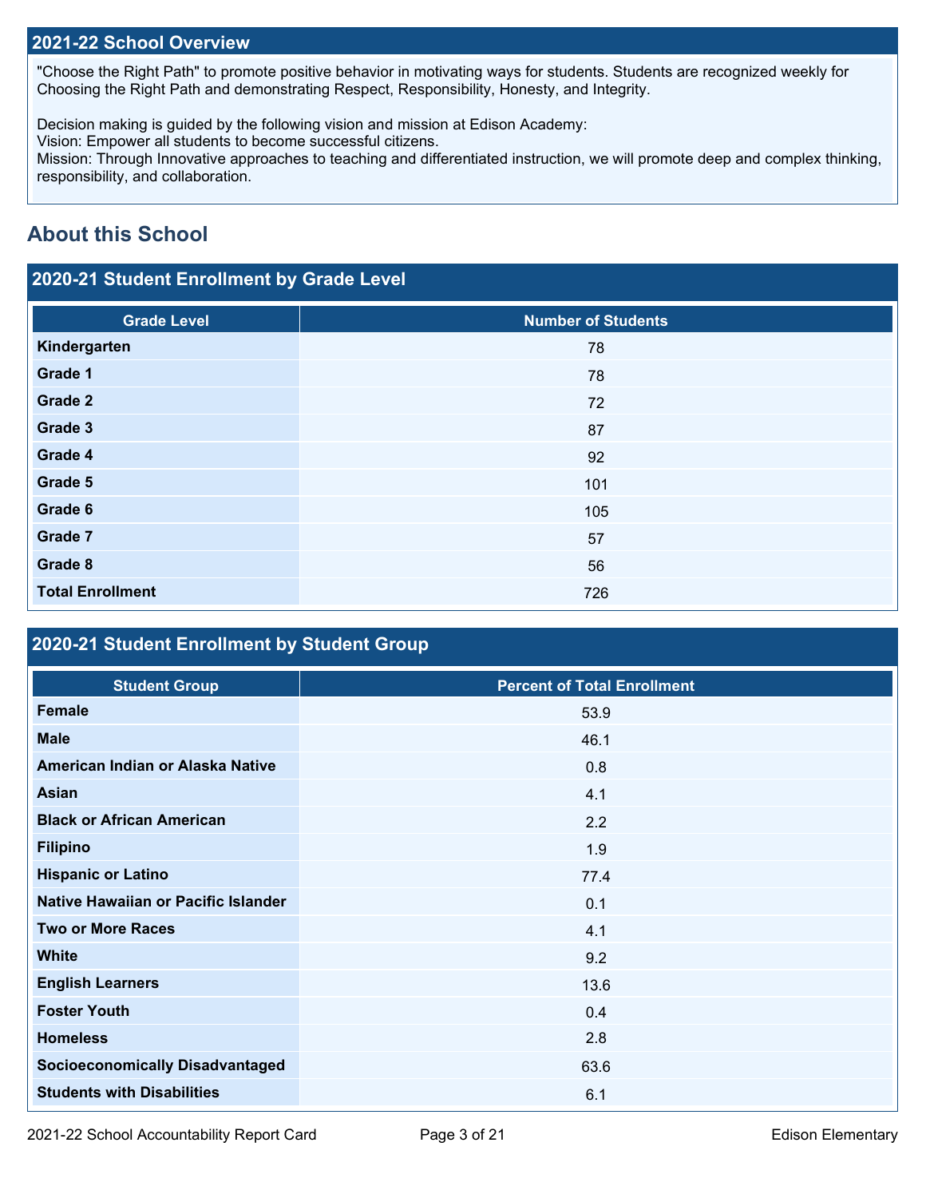## 2021-22 School Overview

"Choose the Right Path" to promote positive behavior in motivating ways for students. Students are recognized weekly for Choosing the Right Path and demonstrating Respect, Responsibility, Honesty, and Integrity.

Decision making is guided by the following vision and mission at Edison Academy:
Vision: Empower all students to become successful citizens.
Mission: Through Innovative approaches to teaching and differentiated instruction, we will promote deep and complex thinking, responsibility, and collaboration.

# About this School

## 2020-21 Student Enrollment by Grade Level

| Grade Level | Number of Students |
|---|---|
| Kindergarten | 78 |
| Grade 1 | 78 |
| Grade 2 | 72 |
| Grade 3 | 87 |
| Grade 4 | 92 |
| Grade 5 | 101 |
| Grade 6 | 105 |
| Grade 7 | 57 |
| Grade 8 | 56 |
| Total Enrollment | 726 |

## 2020-21 Student Enrollment by Student Group

| Student Group | Percent of Total Enrollment |
|---|---|
| Female | 53.9 |
| Male | 46.1 |
| American Indian or Alaska Native | 0.8 |
| Asian | 4.1 |
| Black or African American | 2.2 |
| Filipino | 1.9 |
| Hispanic or Latino | 77.4 |
| Native Hawaiian or Pacific Islander | 0.1 |
| Two or More Races | 4.1 |
| White | 9.2 |
| English Learners | 13.6 |
| Foster Youth | 0.4 |
| Homeless | 2.8 |
| Socioeconomically Disadvantaged | 63.6 |
| Students with Disabilities | 6.1 |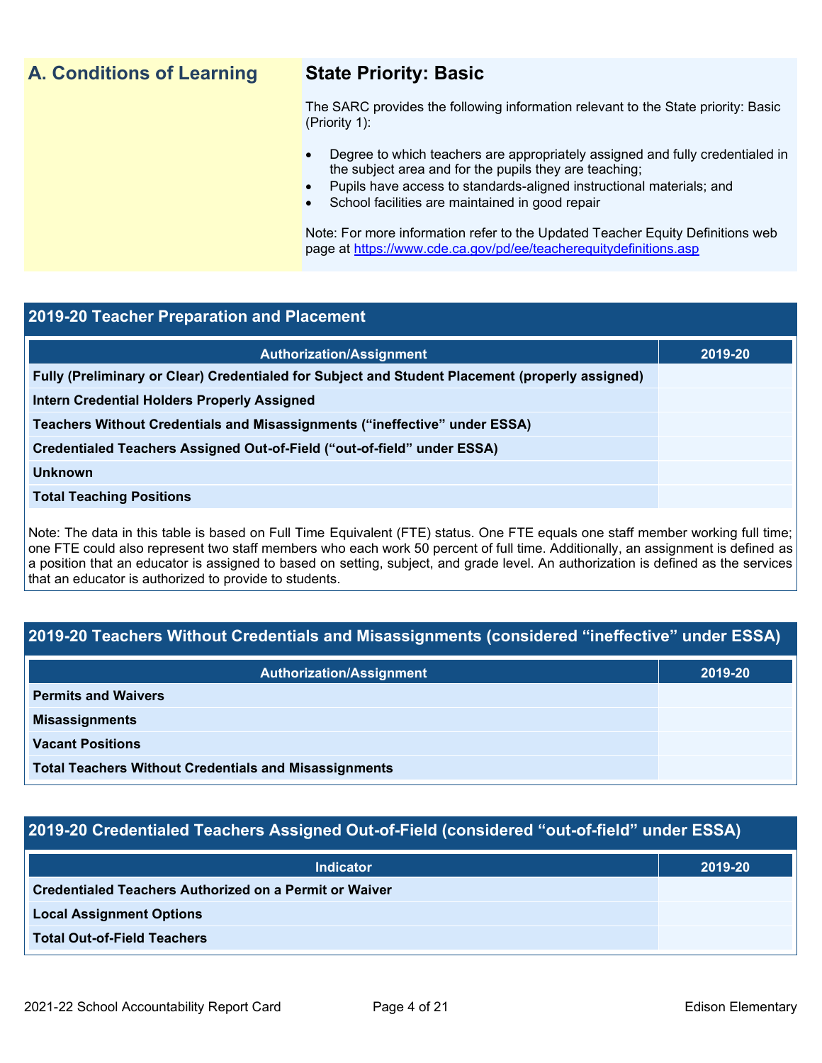## A. Conditions of Learning

### State Priority: Basic

The SARC provides the following information relevant to the State priority: Basic (Priority 1):

- Degree to which teachers are appropriately assigned and fully credentialed in the subject area and for the pupils they are teaching;
- Pupils have access to standards-aligned instructional materials; and
- School facilities are maintained in good repair

Note: For more information refer to the Updated Teacher Equity Definitions web page at https://www.cde.ca.gov/pd/ee/teacherequitydefinitions.asp

### 2019-20 Teacher Preparation and Placement

| Authorization/Assignment | 2019-20 |
|---|---|
| **Fully (Preliminary or Clear) Credentialed for Subject and Student Placement (properly assigned)** | |
| **Intern Credential Holders Properly Assigned** | |
| **Teachers Without Credentials and Misassignments ("ineffective" under ESSA)** | |
| **Credentialed Teachers Assigned Out-of-Field ("out-of-field" under ESSA)** | |
| **Unknown** | |
| **Total Teaching Positions** | |

Note: The data in this table is based on Full Time Equivalent (FTE) status. One FTE equals one staff member working full time; one FTE could also represent two staff members who each work 50 percent of full time. Additionally, an assignment is defined as a position that an educator is assigned to based on setting, subject, and grade level. An authorization is defined as the services that an educator is authorized to provide to students.

### 2019-20 Teachers Without Credentials and Misassignments (considered "ineffective" under ESSA)

| Authorization/Assignment | 2019-20 |
|---|---|
| **Permits and Waivers** | |
| **Misassignments** | |
| **Vacant Positions** | |
| **Total Teachers Without Credentials and Misassignments** | |

### 2019-20 Credentialed Teachers Assigned Out-of-Field (considered "out-of-field" under ESSA)

| Indicator | 2019-20 |
|---|---|
| **Credentialed Teachers Authorized on a Permit or Waiver** | |
| **Local Assignment Options** | |
| **Total Out-of-Field Teachers** | |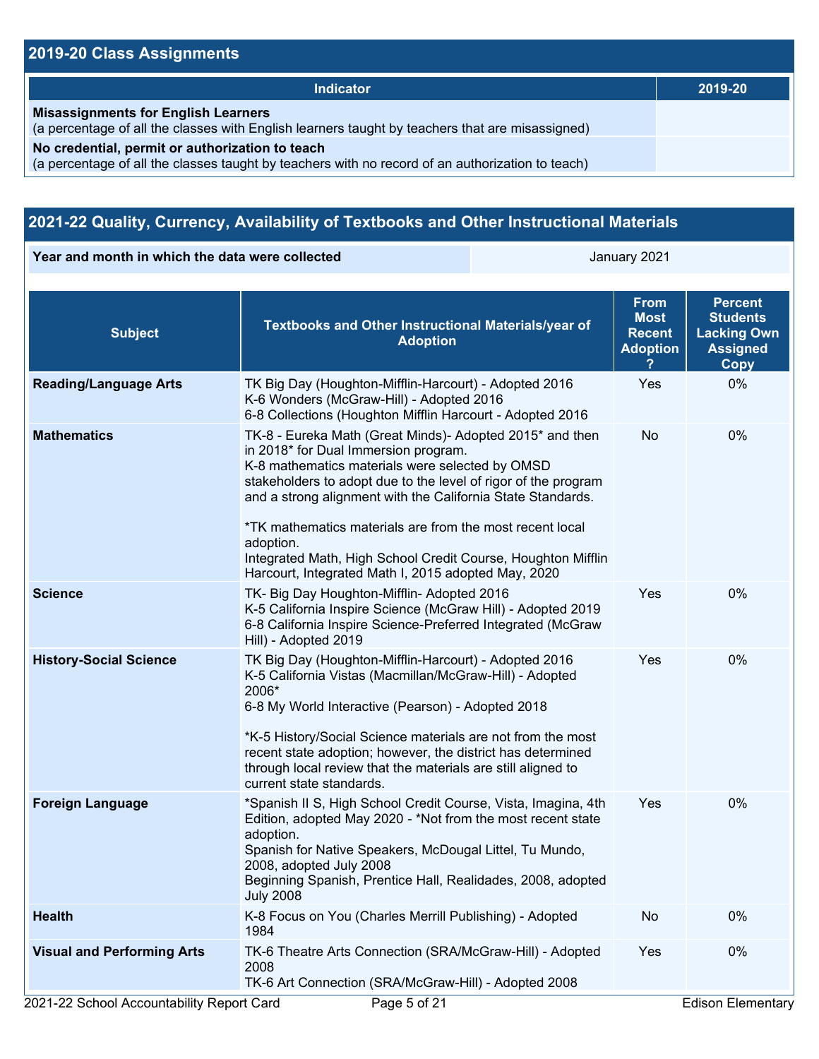## 2019-20 Class Assignments

| Indicator | 2019-20 |
| --- | --- |
| **Misassignments for English Learners** (a percentage of all the classes with English learners taught by teachers that are misassigned) | |
| **No credential, permit or authorization to teach** (a percentage of all the classes taught by teachers with no record of an authorization to teach) | |

## 2021-22 Quality, Currency, Availability of Textbooks and Other Instructional Materials

| Year and month in which the data were collected | January 2021 |
| --- | --- |

| Subject | Textbooks and Other Instructional Materials/year of Adoption | From Most Recent Adoption ? | Percent Students Lacking Own Assigned Copy |
| --- | --- | --- | --- |
| **Reading/Language Arts** | TK Big Day (Houghton-Mifflin-Harcourt) - Adopted 2016<br>K-6 Wonders (McGraw-Hill) - Adopted 2016<br>6-8 Collections (Houghton Mifflin Harcourt - Adopted 2016 | Yes | 0% |
| **Mathematics** | TK-8 - Eureka Math (Great Minds)- Adopted 2015* and then in 2018* for Dual Immersion program.<br>K-8 mathematics materials were selected by OMSD stakeholders to adopt due to the level of rigor of the program and a strong alignment with the California State Standards.<br><br>*TK mathematics materials are from the most recent local adoption.<br>Integrated Math, High School Credit Course, Houghton Mifflin Harcourt, Integrated Math I, 2015 adopted May, 2020 | No | 0% |
| **Science** | TK- Big Day Houghton-Mifflin- Adopted 2016<br>K-5 California Inspire Science (McGraw Hill) - Adopted 2019<br>6-8 California Inspire Science-Preferred Integrated (McGraw Hill) - Adopted 2019 | Yes | 0% |
| **History-Social Science** | TK Big Day (Houghton-Mifflin-Harcourt) - Adopted 2016<br>K-5 California Vistas (Macmillan/McGraw-Hill) - Adopted 2006*<br>6-8 My World Interactive (Pearson) - Adopted 2018<br><br>*K-5 History/Social Science materials are not from the most recent state adoption; however, the district has determined through local review that the materials are still aligned to current state standards. | Yes | 0% |
| **Foreign Language** | *Spanish II S, High School Credit Course, Vista, Imagina, 4th Edition, adopted May 2020 - *Not from the most recent state adoption.<br>Spanish for Native Speakers, McDougal Littel, Tu Mundo, 2008, adopted July 2008<br>Beginning Spanish, Prentice Hall, Realidades, 2008, adopted July 2008 | Yes | 0% |
| **Health** | K-8 Focus on You (Charles Merrill Publishing) - Adopted 1984 | No | 0% |
| **Visual and Performing Arts** | TK-6 Theatre Arts Connection (SRA/McGraw-Hill) - Adopted 2008<br>TK-6 Art Connection (SRA/McGraw-Hill) - Adopted 2008 | Yes | 0% |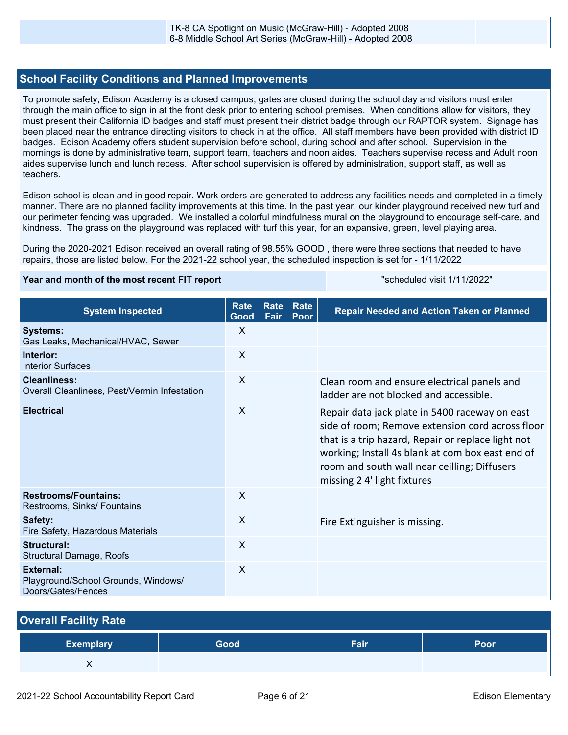| | | | |
|---|---|---|---|
| | TK-8 CA Spotlight on Music (McGraw-Hill) - Adopted 2008<br>6-8 Middle School Art Series (McGraw-Hill) - Adopted 2008 | | |

## School Facility Conditions and Planned Improvements

To promote safety, Edison Academy is a closed campus; gates are closed during the school day and visitors must enter through the main office to sign in at the front desk prior to entering school premises. When conditions allow for visitors, they must present their California ID badges and staff must present their district badge through our RAPTOR system. Signage has been placed near the entrance directing visitors to check in at the office. All staff members have been provided with district ID badges. Edison Academy offers student supervision before school, during school and after school. Supervision in the mornings is done by administrative team, support team, teachers and noon aides. Teachers supervise recess and Adult noon aides supervise lunch and lunch recess. After school supervision is offered by administration, support staff, as well as teachers.

Edison school is clean and in good repair. Work orders are generated to address any facilities needs and completed in a timely manner. There are no planned facility improvements at this time. In the past year, our kinder playground received new turf and our perimeter fencing was upgraded. We installed a colorful mindfulness mural on the playground to encourage self-care, and kindness. The grass on the playground was replaced with turf this year, for an expansive, green, level playing area.

During the 2020-2021 Edison received an overall rating of 98.55% GOOD , there were three sections that needed to have repairs, those are listed below. For the 2021-22 school year, the scheduled inspection is set for - 1/11/2022

| | |
|---|---|
| **Year and month of the most recent FIT report** | "scheduled visit 1/11/2022" |

| System Inspected | Rate Good | Rate Fair | Rate Poor | Repair Needed and Action Taken or Planned |
|---|---|---|---|---|
| **Systems:**<br>Gas Leaks, Mechanical/HVAC, Sewer | X | | | |
| **Interior:**<br>Interior Surfaces | X | | | |
| **Cleanliness:**<br>Overall Cleanliness, Pest/Vermin Infestation | X | | | Clean room and ensure electrical panels and ladder are not blocked and accessible. |
| **Electrical** | X | | | Repair data jack plate in 5400 raceway on east side of room; Remove extension cord across floor that is a trip hazard, Repair or replace light not working; Install 4s blank at com box east end of room and south wall near ceilling; Diffusers missing 2 4' light fixtures |
| **Restrooms/Fountains:**<br>Restrooms, Sinks/ Fountains | X | | | |
| **Safety:**<br>Fire Safety, Hazardous Materials | X | | | Fire Extinguisher is missing. |
| **Structural:**<br>Structural Damage, Roofs | X | | | |
| **External:**<br>Playground/School Grounds, Windows/ Doors/Gates/Fences | X | | | |

## Overall Facility Rate

| Exemplary | Good | Fair | Poor |
|---|---|---|---|
| X | | | |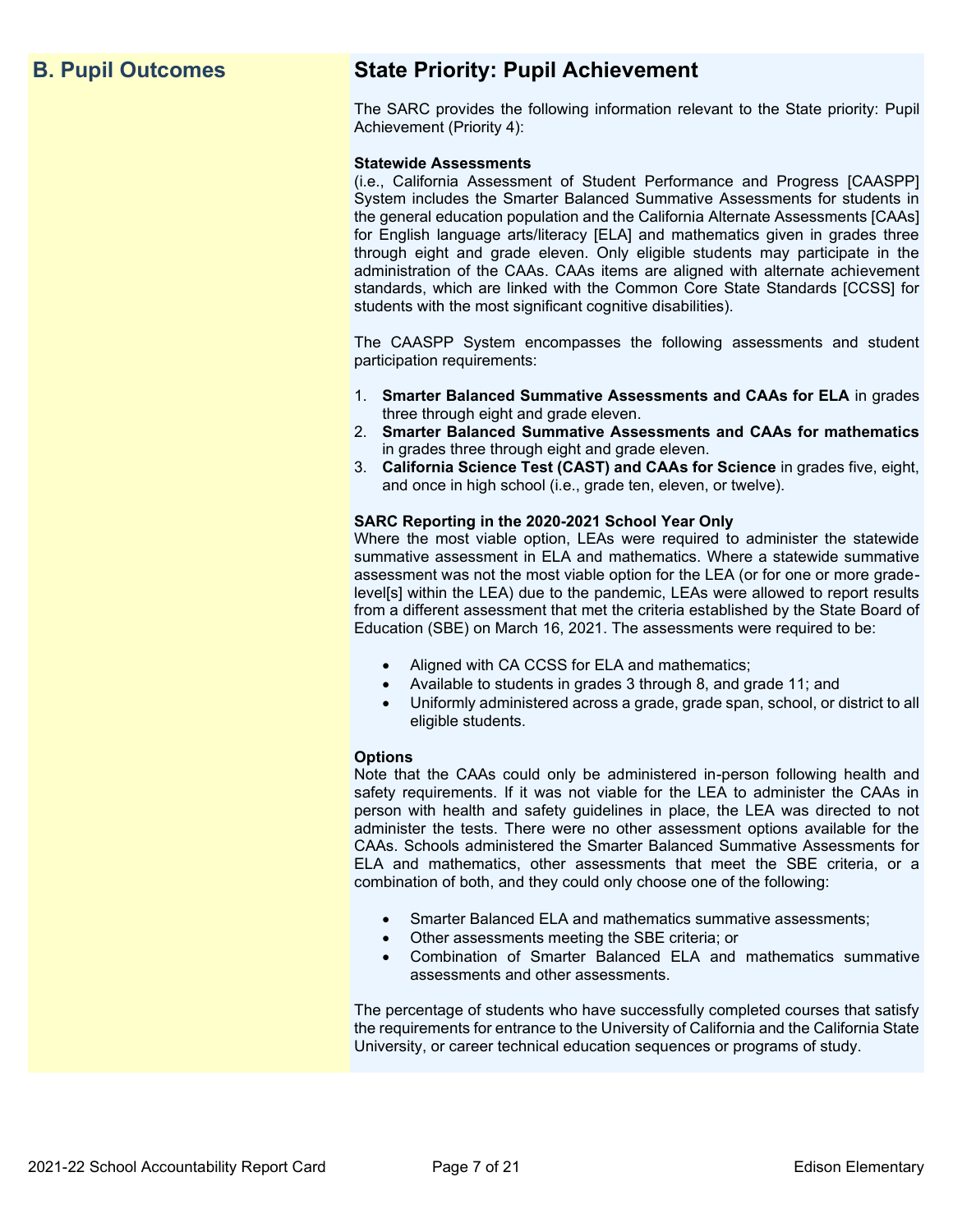## B. Pupil Outcomes

## State Priority: Pupil Achievement

The SARC provides the following information relevant to the State priority: Pupil Achievement (Priority 4):

**Statewide Assessments**
(i.e., California Assessment of Student Performance and Progress [CAASPP] System includes the Smarter Balanced Summative Assessments for students in the general education population and the California Alternate Assessments [CAAs] for English language arts/literacy [ELA] and mathematics given in grades three through eight and grade eleven. Only eligible students may participate in the administration of the CAAs. CAAs items are aligned with alternate achievement standards, which are linked with the Common Core State Standards [CCSS] for students with the most significant cognitive disabilities).

The CAASPP System encompasses the following assessments and student participation requirements:

1. **Smarter Balanced Summative Assessments and CAAs for ELA** in grades three through eight and grade eleven.
2. **Smarter Balanced Summative Assessments and CAAs for mathematics** in grades three through eight and grade eleven.
3. **California Science Test (CAST) and CAAs for Science** in grades five, eight, and once in high school (i.e., grade ten, eleven, or twelve).

**SARC Reporting in the 2020-2021 School Year Only**
Where the most viable option, LEAs were required to administer the statewide summative assessment in ELA and mathematics. Where a statewide summative assessment was not the most viable option for the LEA (or for one or more grade-level[s] within the LEA) due to the pandemic, LEAs were allowed to report results from a different assessment that met the criteria established by the State Board of Education (SBE) on March 16, 2021. The assessments were required to be:

- Aligned with CA CCSS for ELA and mathematics;
- Available to students in grades 3 through 8, and grade 11; and
- Uniformly administered across a grade, grade span, school, or district to all eligible students.

**Options**
Note that the CAAs could only be administered in-person following health and safety requirements. If it was not viable for the LEA to administer the CAAs in person with health and safety guidelines in place, the LEA was directed to not administer the tests. There were no other assessment options available for the CAAs. Schools administered the Smarter Balanced Summative Assessments for ELA and mathematics, other assessments that meet the SBE criteria, or a combination of both, and they could only choose one of the following:

- Smarter Balanced ELA and mathematics summative assessments;
- Other assessments meeting the SBE criteria; or
- Combination of Smarter Balanced ELA and mathematics summative assessments and other assessments.

The percentage of students who have successfully completed courses that satisfy the requirements for entrance to the University of California and the California State University, or career technical education sequences or programs of study.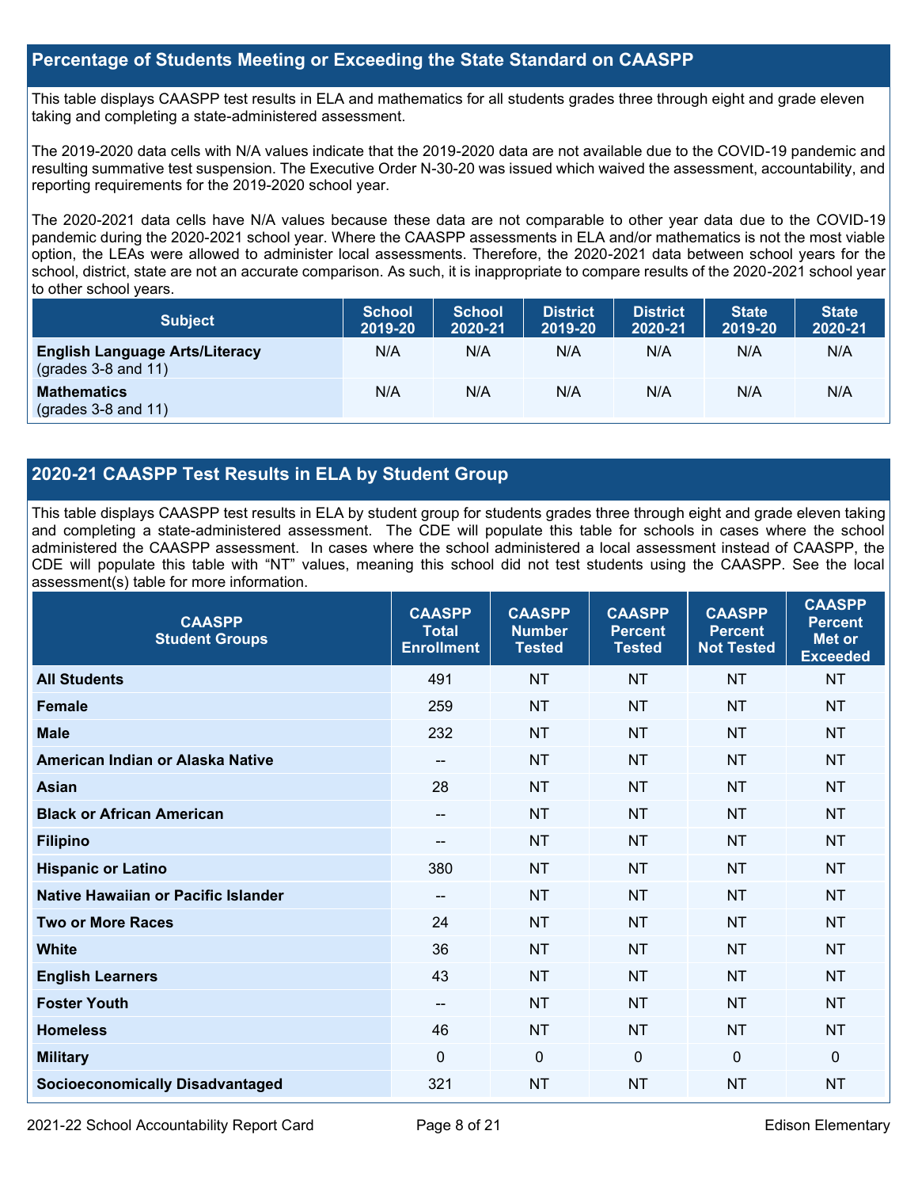## Percentage of Students Meeting or Exceeding the State Standard on CAASPP

This table displays CAASPP test results in ELA and mathematics for all students grades three through eight and grade eleven taking and completing a state-administered assessment.

The 2019-2020 data cells with N/A values indicate that the 2019-2020 data are not available due to the COVID-19 pandemic and resulting summative test suspension. The Executive Order N-30-20 was issued which waived the assessment, accountability, and reporting requirements for the 2019-2020 school year.

The 2020-2021 data cells have N/A values because these data are not comparable to other year data due to the COVID-19 pandemic during the 2020-2021 school year. Where the CAASPP assessments in ELA and/or mathematics is not the most viable option, the LEAs were allowed to administer local assessments. Therefore, the 2020-2021 data between school years for the school, district, state are not an accurate comparison. As such, it is inappropriate to compare results of the 2020-2021 school year to other school years.

| Subject | School 2019-20 | School 2020-21 | District 2019-20 | District 2020-21 | State 2019-20 | State 2020-21 |
|---|---|---|---|---|---|---|
| **English Language Arts/Literacy** (grades 3-8 and 11) | N/A | N/A | N/A | N/A | N/A | N/A |
| **Mathematics** (grades 3-8 and 11) | N/A | N/A | N/A | N/A | N/A | N/A |

## 2020-21 CAASPP Test Results in ELA by Student Group

This table displays CAASPP test results in ELA by student group for students grades three through eight and grade eleven taking and completing a state-administered assessment. The CDE will populate this table for schools in cases where the school administered the CAASPP assessment. In cases where the school administered a local assessment instead of CAASPP, the CDE will populate this table with "NT" values, meaning this school did not test students using the CAASPP. See the local assessment(s) table for more information.

| CAASPP Student Groups | CAASPP Total Enrollment | CAASPP Number Tested | CAASPP Percent Tested | CAASPP Percent Not Tested | CAASPP Percent Met or Exceeded |
|---|---|---|---|---|---|
| **All Students** | 491 | NT | NT | NT | NT |
| **Female** | 259 | NT | NT | NT | NT |
| **Male** | 232 | NT | NT | NT | NT |
| **American Indian or Alaska Native** | -- | NT | NT | NT | NT |
| **Asian** | 28 | NT | NT | NT | NT |
| **Black or African American** | -- | NT | NT | NT | NT |
| **Filipino** | -- | NT | NT | NT | NT |
| **Hispanic or Latino** | 380 | NT | NT | NT | NT |
| **Native Hawaiian or Pacific Islander** | -- | NT | NT | NT | NT |
| **Two or More Races** | 24 | NT | NT | NT | NT |
| **White** | 36 | NT | NT | NT | NT |
| **English Learners** | 43 | NT | NT | NT | NT |
| **Foster Youth** | -- | NT | NT | NT | NT |
| **Homeless** | 46 | NT | NT | NT | NT |
| **Military** | 0 | 0 | 0 | 0 | 0 |
| **Socioeconomically Disadvantaged** | 321 | NT | NT | NT | NT |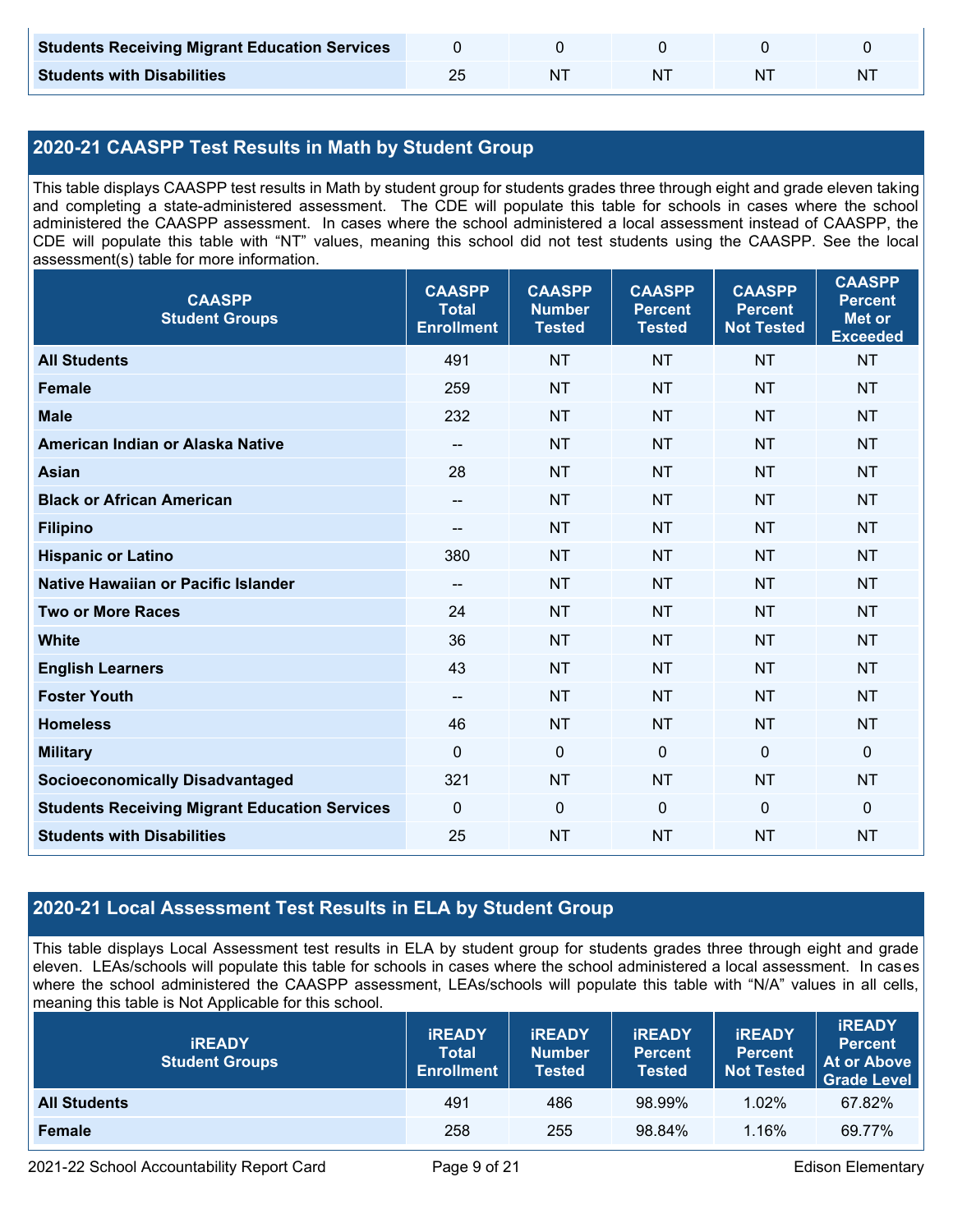| | | | | | |
|---|---|---|---|---|---|
| **Students Receiving Migrant Education Services** | 0 | 0 | 0 | 0 | 0 |
| **Students with Disabilities** | 25 | NT | NT | NT | NT |

## 2020-21 CAASPP Test Results in Math by Student Group

This table displays CAASPP test results in Math by student group for students grades three through eight and grade eleven taking and completing a state-administered assessment. The CDE will populate this table for schools in cases where the school administered the CAASPP assessment. In cases where the school administered a local assessment instead of CAASPP, the CDE will populate this table with "NT" values, meaning this school did not test students using the CAASPP. See the local assessment(s) table for more information.

| CAASPP Student Groups | CAASPP Total Enrollment | CAASPP Number Tested | CAASPP Percent Tested | CAASPP Percent Not Tested | CAASPP Percent Met or Exceeded |
|---|---|---|---|---|---|
| **All Students** | 491 | NT | NT | NT | NT |
| **Female** | 259 | NT | NT | NT | NT |
| **Male** | 232 | NT | NT | NT | NT |
| **American Indian or Alaska Native** | -- | NT | NT | NT | NT |
| **Asian** | 28 | NT | NT | NT | NT |
| **Black or African American** | -- | NT | NT | NT | NT |
| **Filipino** | -- | NT | NT | NT | NT |
| **Hispanic or Latino** | 380 | NT | NT | NT | NT |
| **Native Hawaiian or Pacific Islander** | -- | NT | NT | NT | NT |
| **Two or More Races** | 24 | NT | NT | NT | NT |
| **White** | 36 | NT | NT | NT | NT |
| **English Learners** | 43 | NT | NT | NT | NT |
| **Foster Youth** | -- | NT | NT | NT | NT |
| **Homeless** | 46 | NT | NT | NT | NT |
| **Military** | 0 | 0 | 0 | 0 | 0 |
| **Socioeconomically Disadvantaged** | 321 | NT | NT | NT | NT |
| **Students Receiving Migrant Education Services** | 0 | 0 | 0 | 0 | 0 |
| **Students with Disabilities** | 25 | NT | NT | NT | NT |

## 2020-21 Local Assessment Test Results in ELA by Student Group

This table displays Local Assessment test results in ELA by student group for students grades three through eight and grade eleven. LEAs/schools will populate this table for schools in cases where the school administered a local assessment. In cases where the school administered the CAASPP assessment, LEAs/schools will populate this table with "N/A" values in all cells, meaning this table is Not Applicable for this school.

| iREADY Student Groups | iREADY Total Enrollment | iREADY Number Tested | iREADY Percent Tested | iREADY Percent Not Tested | iREADY Percent At or Above Grade Level |
|---|---|---|---|---|---|
| **All Students** | 491 | 486 | 98.99% | 1.02% | 67.82% |
| **Female** | 258 | 255 | 98.84% | 1.16% | 69.77% |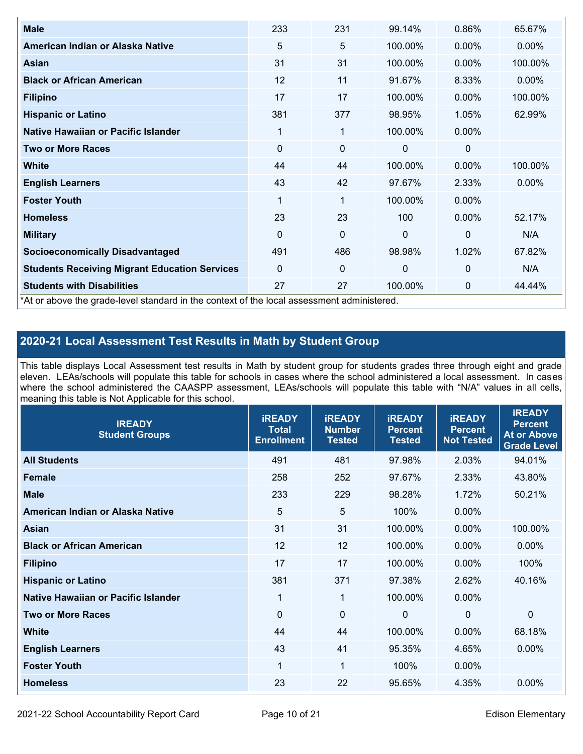| | | | | | |
|---|---|---|---|---|---|
| **Male** | 233 | 231 | 99.14% | 0.86% | 65.67% |
| **American Indian or Alaska Native** | 5 | 5 | 100.00% | 0.00% | 0.00% |
| **Asian** | 31 | 31 | 100.00% | 0.00% | 100.00% |
| **Black or African American** | 12 | 11 | 91.67% | 8.33% | 0.00% |
| **Filipino** | 17 | 17 | 100.00% | 0.00% | 100.00% |
| **Hispanic or Latino** | 381 | 377 | 98.95% | 1.05% | 62.99% |
| **Native Hawaiian or Pacific Islander** | 1 | 1 | 100.00% | 0.00% | |
| **Two or More Races** | 0 | 0 | 0 | 0 | |
| **White** | 44 | 44 | 100.00% | 0.00% | 100.00% |
| **English Learners** | 43 | 42 | 97.67% | 2.33% | 0.00% |
| **Foster Youth** | 1 | 1 | 100.00% | 0.00% | |
| **Homeless** | 23 | 23 | 100 | 0.00% | 52.17% |
| **Military** | 0 | 0 | 0 | 0 | N/A |
| **Socioeconomically Disadvantaged** | 491 | 486 | 98.98% | 1.02% | 67.82% |
| **Students Receiving Migrant Education Services** | 0 | 0 | 0 | 0 | N/A |
| **Students with Disabilities** | 27 | 27 | 100.00% | 0 | 44.44% |

*At or above the grade-level standard in the context of the local assessment administered.

## 2020-21 Local Assessment Test Results in Math by Student Group

This table displays Local Assessment test results in Math by student group for students grades three through eight and grade eleven. LEAs/schools will populate this table for schools in cases where the school administered a local assessment. In cases where the school administered the CAASPP assessment, LEAs/schools will populate this table with "N/A" values in all cells, meaning this table is Not Applicable for this school.

| iREADY Student Groups | iREADY Total Enrollment | iREADY Number Tested | iREADY Percent Tested | iREADY Percent Not Tested | iREADY Percent At or Above Grade Level |
|---|---|---|---|---|---|
| **All Students** | 491 | 481 | 97.98% | 2.03% | 94.01% |
| **Female** | 258 | 252 | 97.67% | 2.33% | 43.80% |
| **Male** | 233 | 229 | 98.28% | 1.72% | 50.21% |
| **American Indian or Alaska Native** | 5 | 5 | 100% | 0.00% | |
| **Asian** | 31 | 31 | 100.00% | 0.00% | 100.00% |
| **Black or African American** | 12 | 12 | 100.00% | 0.00% | 0.00% |
| **Filipino** | 17 | 17 | 100.00% | 0.00% | 100% |
| **Hispanic or Latino** | 381 | 371 | 97.38% | 2.62% | 40.16% |
| **Native Hawaiian or Pacific Islander** | 1 | 1 | 100.00% | 0.00% | |
| **Two or More Races** | 0 | 0 | 0 | 0 | 0 |
| **White** | 44 | 44 | 100.00% | 0.00% | 68.18% |
| **English Learners** | 43 | 41 | 95.35% | 4.65% | 0.00% |
| **Foster Youth** | 1 | 1 | 100% | 0.00% | |
| **Homeless** | 23 | 22 | 95.65% | 4.35% | 0.00% |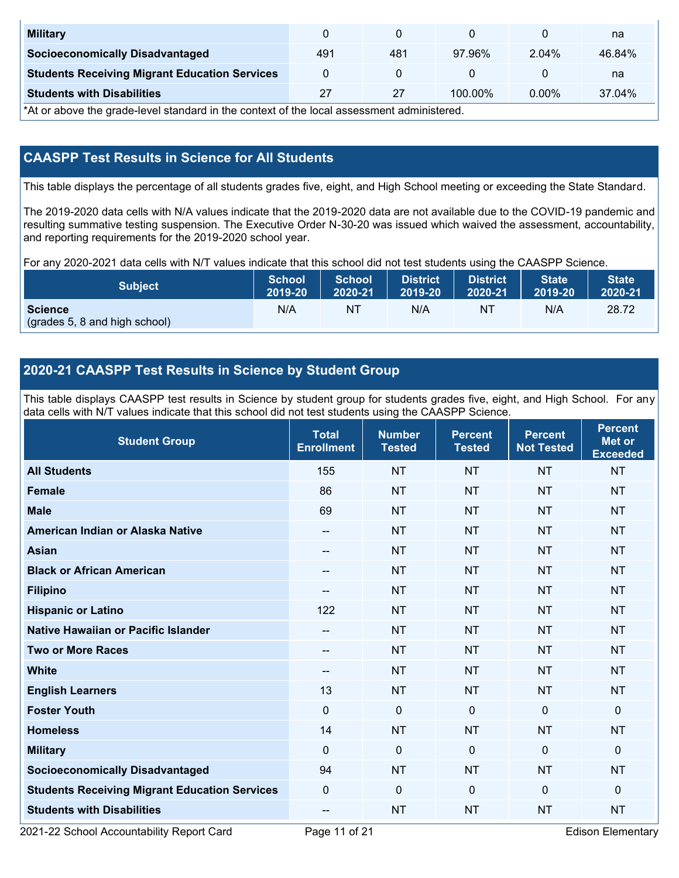| Military | 0 | 0 | 0 | 0 | na |
|---|---|---|---|---|---|
| Socioeconomically Disadvantaged | 491 | 481 | 97.96% | 2.04% | 46.84% |
| Students Receiving Migrant Education Services | 0 | 0 | 0 | 0 | na |
| Students with Disabilities | 27 | 27 | 100.00% | 0.00% | 37.04% |

*At or above the grade-level standard in the context of the local assessment administered.

## CAASPP Test Results in Science for All Students

This table displays the percentage of all students grades five, eight, and High School meeting or exceeding the State Standard.

The 2019-2020 data cells with N/A values indicate that the 2019-2020 data are not available due to the COVID-19 pandemic and resulting summative testing suspension. The Executive Order N-30-20 was issued which waived the assessment, accountability, and reporting requirements for the 2019-2020 school year.

For any 2020-2021 data cells with N/T values indicate that this school did not test students using the CAASPP Science.

| Subject | School 2019-20 | School 2020-21 | District 2019-20 | District 2020-21 | State 2019-20 | State 2020-21 |
|---|---|---|---|---|---|---|
| **Science** (grades 5, 8 and high school) | N/A | NT | N/A | NT | N/A | 28.72 |

## 2020-21 CAASPP Test Results in Science by Student Group

This table displays CAASPP test results in Science by student group for students grades five, eight, and High School. For any data cells with N/T values indicate that this school did not test students using the CAASPP Science.

| Student Group | Total Enrollment | Number Tested | Percent Tested | Percent Not Tested | Percent Met or Exceeded |
|---|---|---|---|---|---|
| All Students | 155 | NT | NT | NT | NT |
| Female | 86 | NT | NT | NT | NT |
| Male | 69 | NT | NT | NT | NT |
| American Indian or Alaska Native | -- | NT | NT | NT | NT |
| Asian | -- | NT | NT | NT | NT |
| Black or African American | -- | NT | NT | NT | NT |
| Filipino | -- | NT | NT | NT | NT |
| Hispanic or Latino | 122 | NT | NT | NT | NT |
| Native Hawaiian or Pacific Islander | -- | NT | NT | NT | NT |
| Two or More Races | -- | NT | NT | NT | NT |
| White | -- | NT | NT | NT | NT |
| English Learners | 13 | NT | NT | NT | NT |
| Foster Youth | 0 | 0 | 0 | 0 | 0 |
| Homeless | 14 | NT | NT | NT | NT |
| Military | 0 | 0 | 0 | 0 | 0 |
| Socioeconomically Disadvantaged | 94 | NT | NT | NT | NT |
| Students Receiving Migrant Education Services | 0 | 0 | 0 | 0 | 0 |
| Students with Disabilities | -- | NT | NT | NT | NT |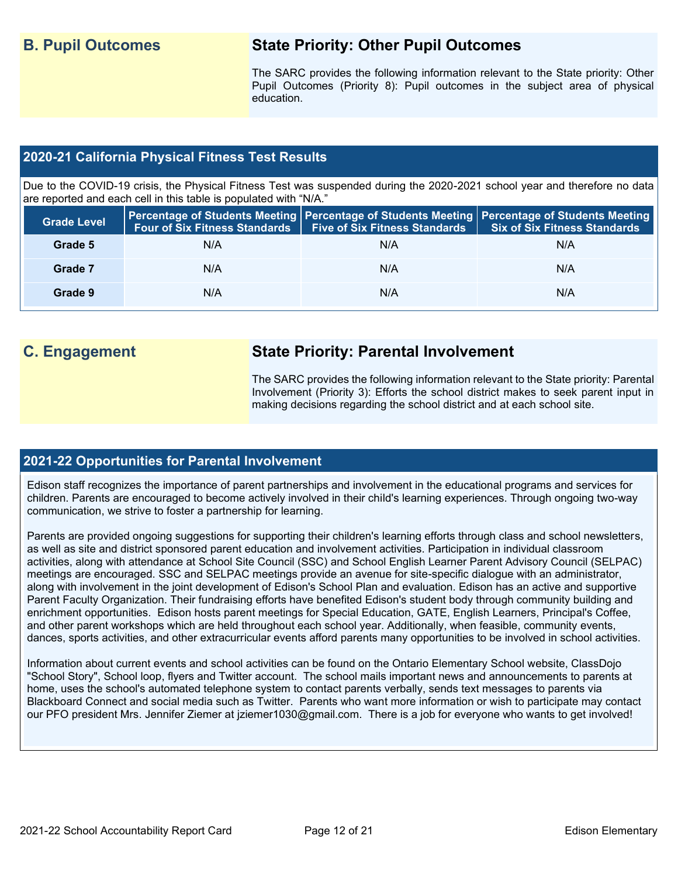## B. Pupil Outcomes

## State Priority: Other Pupil Outcomes

The SARC provides the following information relevant to the State priority: Other Pupil Outcomes (Priority 8): Pupil outcomes in the subject area of physical education.

### 2020-21 California Physical Fitness Test Results

Due to the COVID-19 crisis, the Physical Fitness Test was suspended during the 2020-2021 school year and therefore no data are reported and each cell in this table is populated with "N/A."

| Grade Level | Percentage of Students Meeting Four of Six Fitness Standards | Percentage of Students Meeting Five of Six Fitness Standards | Percentage of Students Meeting Six of Six Fitness Standards |
|---|---|---|---|
| Grade 5 | N/A | N/A | N/A |
| Grade 7 | N/A | N/A | N/A |
| Grade 9 | N/A | N/A | N/A |

## C. Engagement

## State Priority: Parental Involvement

The SARC provides the following information relevant to the State priority: Parental Involvement (Priority 3): Efforts the school district makes to seek parent input in making decisions regarding the school district and at each school site.

### 2021-22 Opportunities for Parental Involvement

Edison staff recognizes the importance of parent partnerships and involvement in the educational programs and services for children. Parents are encouraged to become actively involved in their child's learning experiences. Through ongoing two-way communication, we strive to foster a partnership for learning.

Parents are provided ongoing suggestions for supporting their children's learning efforts through class and school newsletters, as well as site and district sponsored parent education and involvement activities. Participation in individual classroom activities, along with attendance at School Site Council (SSC) and School English Learner Parent Advisory Council (SELPAC) meetings are encouraged. SSC and SELPAC meetings provide an avenue for site-specific dialogue with an administrator, along with involvement in the joint development of Edison's School Plan and evaluation. Edison has an active and supportive Parent Faculty Organization. Their fundraising efforts have benefited Edison's student body through community building and enrichment opportunities. Edison hosts parent meetings for Special Education, GATE, English Learners, Principal's Coffee, and other parent workshops which are held throughout each school year. Additionally, when feasible, community events, dances, sports activities, and other extracurricular events afford parents many opportunities to be involved in school activities.

Information about current events and school activities can be found on the Ontario Elementary School website, ClassDojo "School Story", School loop, flyers and Twitter account. The school mails important news and announcements to parents at home, uses the school's automated telephone system to contact parents verbally, sends text messages to parents via Blackboard Connect and social media such as Twitter. Parents who want more information or wish to participate may contact our PFO president Mrs. Jennifer Ziemer at jziemer1030@gmail.com. There is a job for everyone who wants to get involved!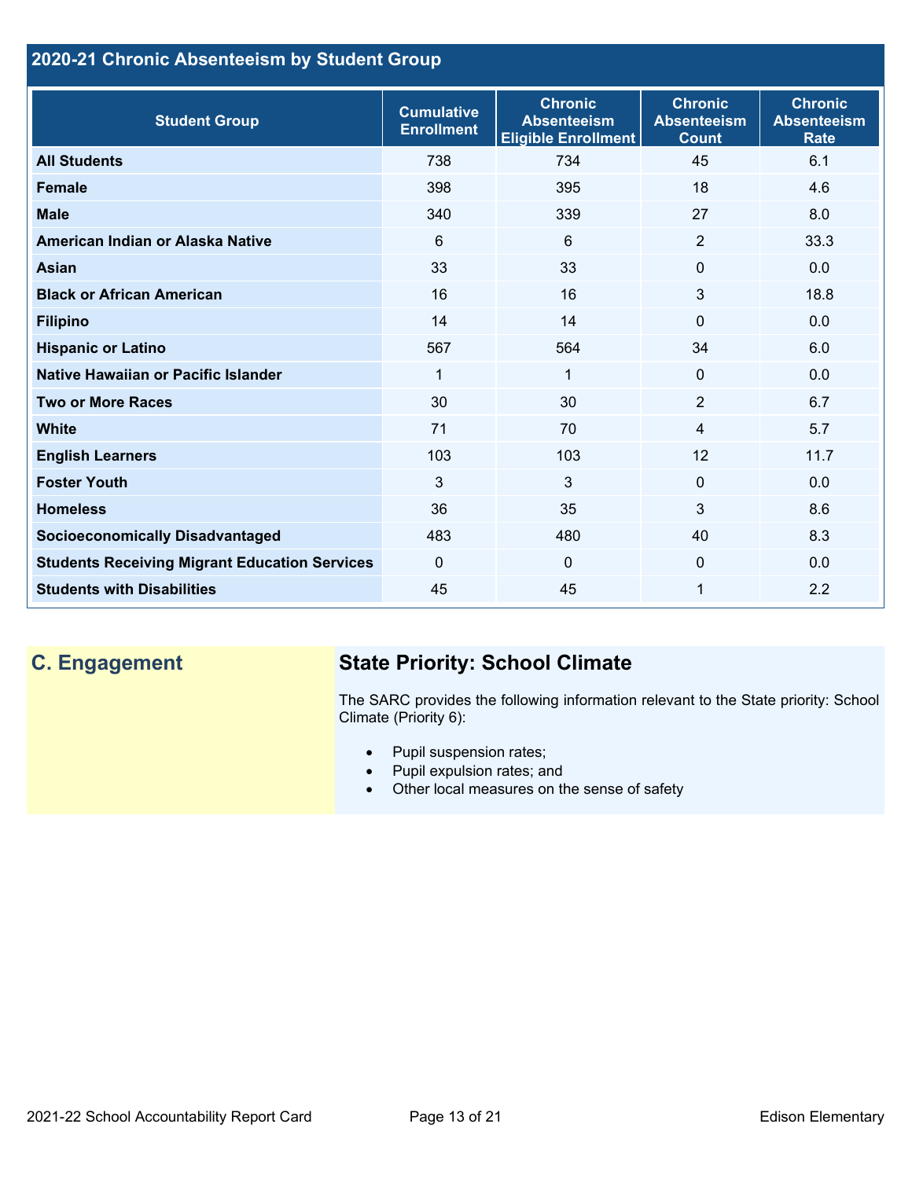## 2020-21 Chronic Absenteeism by Student Group

| Student Group | Cumulative Enrollment | Chronic Absenteeism Eligible Enrollment | Chronic Absenteeism Count | Chronic Absenteeism Rate |
|---|---|---|---|---|
| **All Students** | 738 | 734 | 45 | 6.1 |
| **Female** | 398 | 395 | 18 | 4.6 |
| **Male** | 340 | 339 | 27 | 8.0 |
| **American Indian or Alaska Native** | 6 | 6 | 2 | 33.3 |
| **Asian** | 33 | 33 | 0 | 0.0 |
| **Black or African American** | 16 | 16 | 3 | 18.8 |
| **Filipino** | 14 | 14 | 0 | 0.0 |
| **Hispanic or Latino** | 567 | 564 | 34 | 6.0 |
| **Native Hawaiian or Pacific Islander** | 1 | 1 | 0 | 0.0 |
| **Two or More Races** | 30 | 30 | 2 | 6.7 |
| **White** | 71 | 70 | 4 | 5.7 |
| **English Learners** | 103 | 103 | 12 | 11.7 |
| **Foster Youth** | 3 | 3 | 0 | 0.0 |
| **Homeless** | 36 | 35 | 3 | 8.6 |
| **Socioeconomically Disadvantaged** | 483 | 480 | 40 | 8.3 |
| **Students Receiving Migrant Education Services** | 0 | 0 | 0 | 0.0 |
| **Students with Disabilities** | 45 | 45 | 1 | 2.2 |

## C. Engagement

### State Priority: School Climate

The SARC provides the following information relevant to the State priority: School Climate (Priority 6):

- Pupil suspension rates;
- Pupil expulsion rates; and
- Other local measures on the sense of safety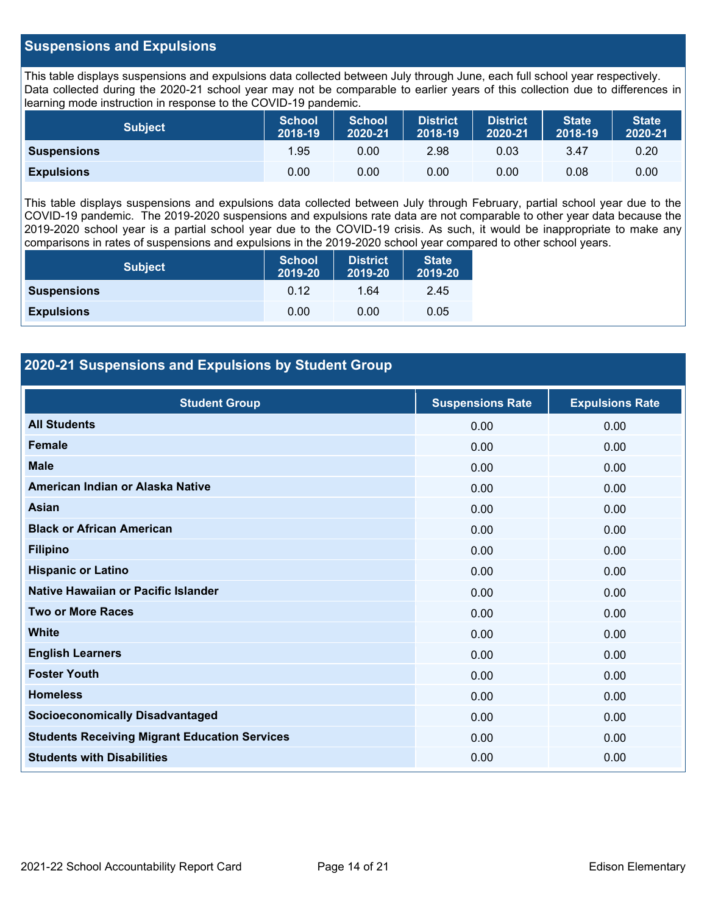## Suspensions and Expulsions

This table displays suspensions and expulsions data collected between July through June, each full school year respectively. Data collected during the 2020-21 school year may not be comparable to earlier years of this collection due to differences in learning mode instruction in response to the COVID-19 pandemic.

| Subject | School 2018-19 | School 2020-21 | District 2018-19 | District 2020-21 | State 2018-19 | State 2020-21 |
|---|---|---|---|---|---|---|
| **Suspensions** | 1.95 | 0.00 | 2.98 | 0.03 | 3.47 | 0.20 |
| **Expulsions** | 0.00 | 0.00 | 0.00 | 0.00 | 0.08 | 0.00 |

This table displays suspensions and expulsions data collected between July through February, partial school year due to the COVID-19 pandemic. The 2019-2020 suspensions and expulsions rate data are not comparable to other year data because the 2019-2020 school year is a partial school year due to the COVID-19 crisis. As such, it would be inappropriate to make any comparisons in rates of suspensions and expulsions in the 2019-2020 school year compared to other school years.

| Subject | School 2019-20 | District 2019-20 | State 2019-20 |
|---|---|---|---|
| **Suspensions** | 0.12 | 1.64 | 2.45 |
| **Expulsions** | 0.00 | 0.00 | 0.05 |

## 2020-21 Suspensions and Expulsions by Student Group

| Student Group | Suspensions Rate | Expulsions Rate |
|---|---|---|
| **All Students** | 0.00 | 0.00 |
| **Female** | 0.00 | 0.00 |
| **Male** | 0.00 | 0.00 |
| **American Indian or Alaska Native** | 0.00 | 0.00 |
| **Asian** | 0.00 | 0.00 |
| **Black or African American** | 0.00 | 0.00 |
| **Filipino** | 0.00 | 0.00 |
| **Hispanic or Latino** | 0.00 | 0.00 |
| **Native Hawaiian or Pacific Islander** | 0.00 | 0.00 |
| **Two or More Races** | 0.00 | 0.00 |
| **White** | 0.00 | 0.00 |
| **English Learners** | 0.00 | 0.00 |
| **Foster Youth** | 0.00 | 0.00 |
| **Homeless** | 0.00 | 0.00 |
| **Socioeconomically Disadvantaged** | 0.00 | 0.00 |
| **Students Receiving Migrant Education Services** | 0.00 | 0.00 |
| **Students with Disabilities** | 0.00 | 0.00 |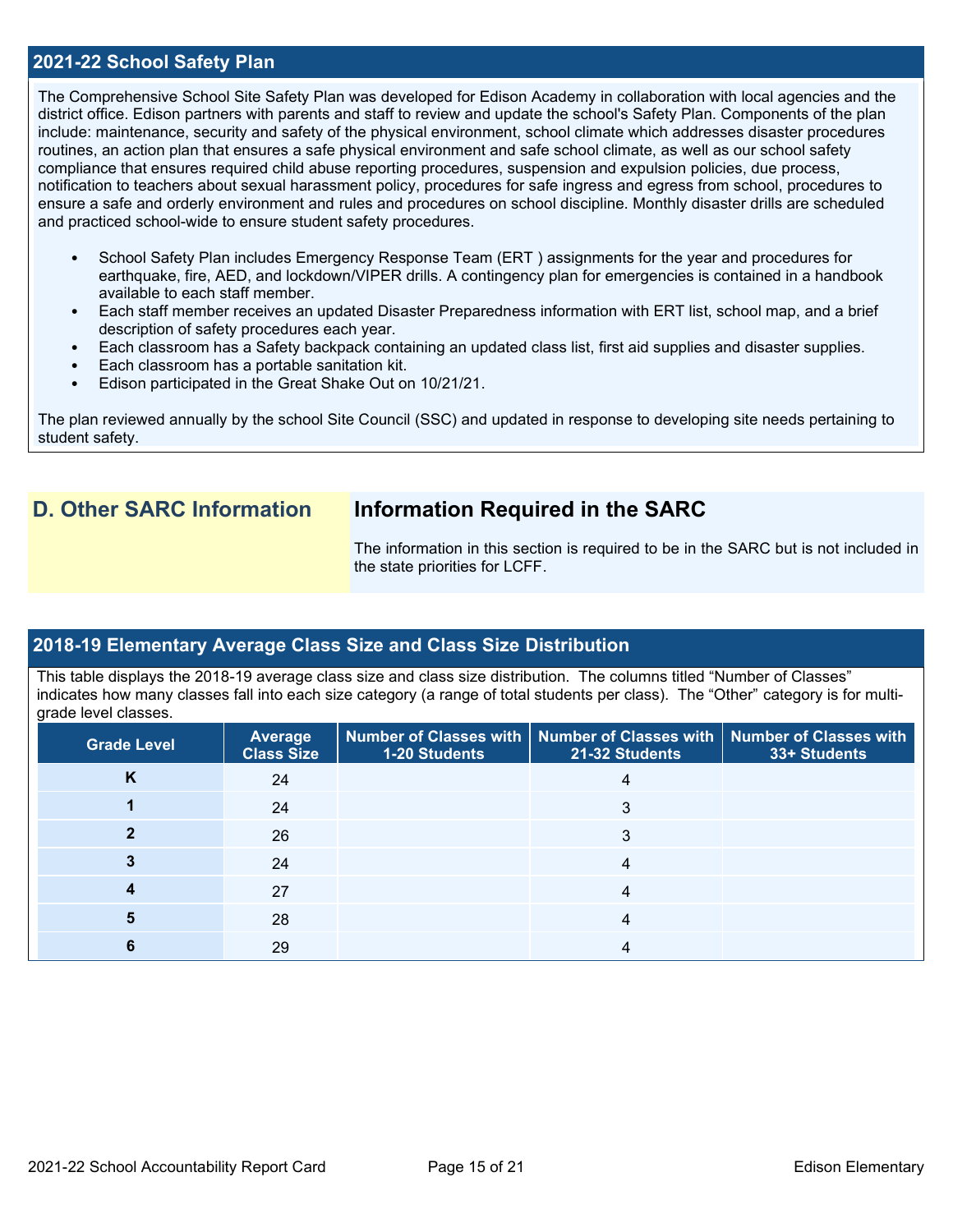## 2021-22 School Safety Plan

The Comprehensive School Site Safety Plan was developed for Edison Academy in collaboration with local agencies and the district office. Edison partners with parents and staff to review and update the school's Safety Plan. Components of the plan include: maintenance, security and safety of the physical environment, school climate which addresses disaster procedures routines, an action plan that ensures a safe physical environment and safe school climate, as well as our school safety compliance that ensures required child abuse reporting procedures, suspension and expulsion policies, due process, notification to teachers about sexual harassment policy, procedures for safe ingress and egress from school, procedures to ensure a safe and orderly environment and rules and procedures on school discipline. Monthly disaster drills are scheduled and practiced school-wide to ensure student safety procedures.

- School Safety Plan includes Emergency Response Team (ERT ) assignments for the year and procedures for earthquake, fire, AED, and lockdown/VIPER drills. A contingency plan for emergencies is contained in a handbook available to each staff member.
- Each staff member receives an updated Disaster Preparedness information with ERT list, school map, and a brief description of safety procedures each year.
- Each classroom has a Safety backpack containing an updated class list, first aid supplies and disaster supplies.
- Each classroom has a portable sanitation kit.
- Edison participated in the Great Shake Out on 10/21/21.

The plan reviewed annually by the school Site Council (SSC) and updated in response to developing site needs pertaining to student safety.

## D. Other SARC Information

## Information Required in the SARC

The information in this section is required to be in the SARC but is not included in the state priorities for LCFF.

## 2018-19 Elementary Average Class Size and Class Size Distribution

This table displays the 2018-19 average class size and class size distribution. The columns titled "Number of Classes" indicates how many classes fall into each size category (a range of total students per class). The "Other" category is for multi-grade level classes.

| Grade Level | Average Class Size | Number of Classes with 1-20 Students | Number of Classes with 21-32 Students | Number of Classes with 33+ Students |
|---|---|---|---|---|
| K | 24 | | 4 | |
| 1 | 24 | | 3 | |
| 2 | 26 | | 3 | |
| 3 | 24 | | 4 | |
| 4 | 27 | | 4 | |
| 5 | 28 | | 4 | |
| 6 | 29 | | 4 | |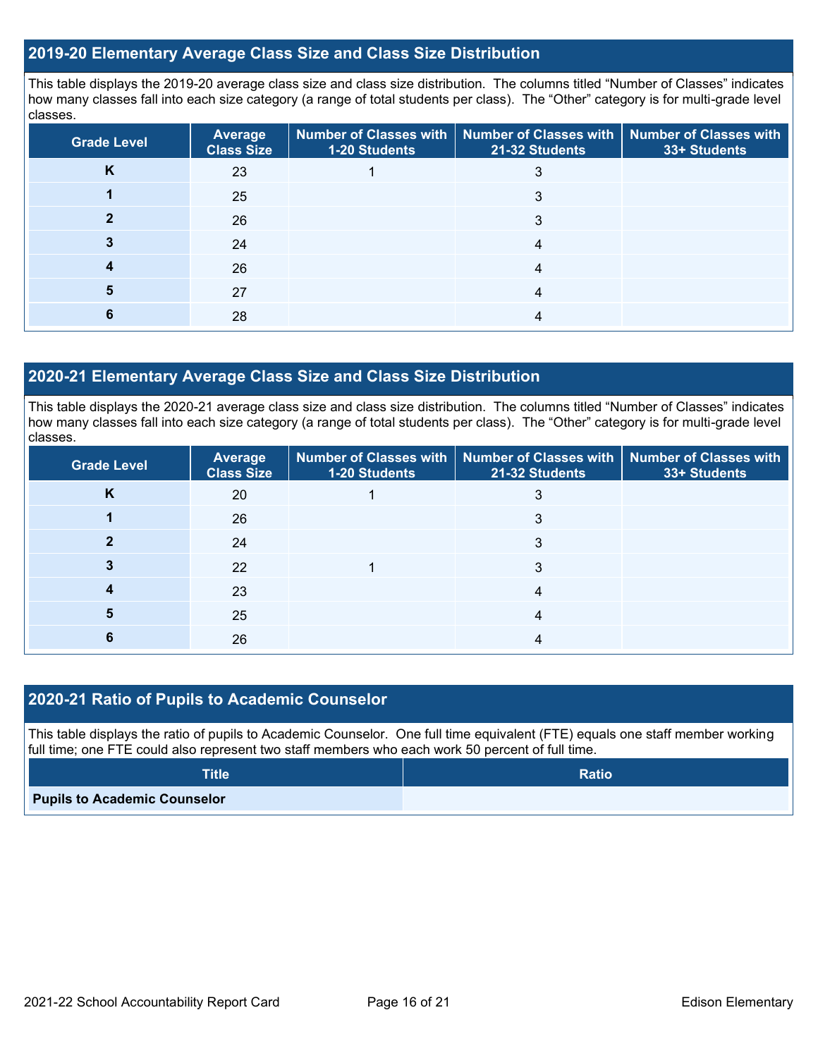## 2019-20 Elementary Average Class Size and Class Size Distribution

This table displays the 2019-20 average class size and class size distribution. The columns titled "Number of Classes" indicates how many classes fall into each size category (a range of total students per class). The "Other" category is for multi-grade level classes.

| Grade Level | Average Class Size | Number of Classes with 1-20 Students | Number of Classes with 21-32 Students | Number of Classes with 33+ Students |
|---|---|---|---|---|
| K | 23 | 1 | 3 | |
| 1 | 25 | | 3 | |
| 2 | 26 | | 3 | |
| 3 | 24 | | 4 | |
| 4 | 26 | | 4 | |
| 5 | 27 | | 4 | |
| 6 | 28 | | 4 | |

## 2020-21 Elementary Average Class Size and Class Size Distribution

This table displays the 2020-21 average class size and class size distribution. The columns titled "Number of Classes" indicates how many classes fall into each size category (a range of total students per class). The "Other" category is for multi-grade level classes.

| Grade Level | Average Class Size | Number of Classes with 1-20 Students | Number of Classes with 21-32 Students | Number of Classes with 33+ Students |
|---|---|---|---|---|
| K | 20 | 1 | 3 | |
| 1 | 26 | | 3 | |
| 2 | 24 | | 3 | |
| 3 | 22 | 1 | 3 | |
| 4 | 23 | | 4 | |
| 5 | 25 | | 4 | |
| 6 | 26 | | 4 | |

## 2020-21 Ratio of Pupils to Academic Counselor

This table displays the ratio of pupils to Academic Counselor. One full time equivalent (FTE) equals one staff member working full time; one FTE could also represent two staff members who each work 50 percent of full time.

| Title | Ratio |
|---|---|
| **Pupils to Academic Counselor** | |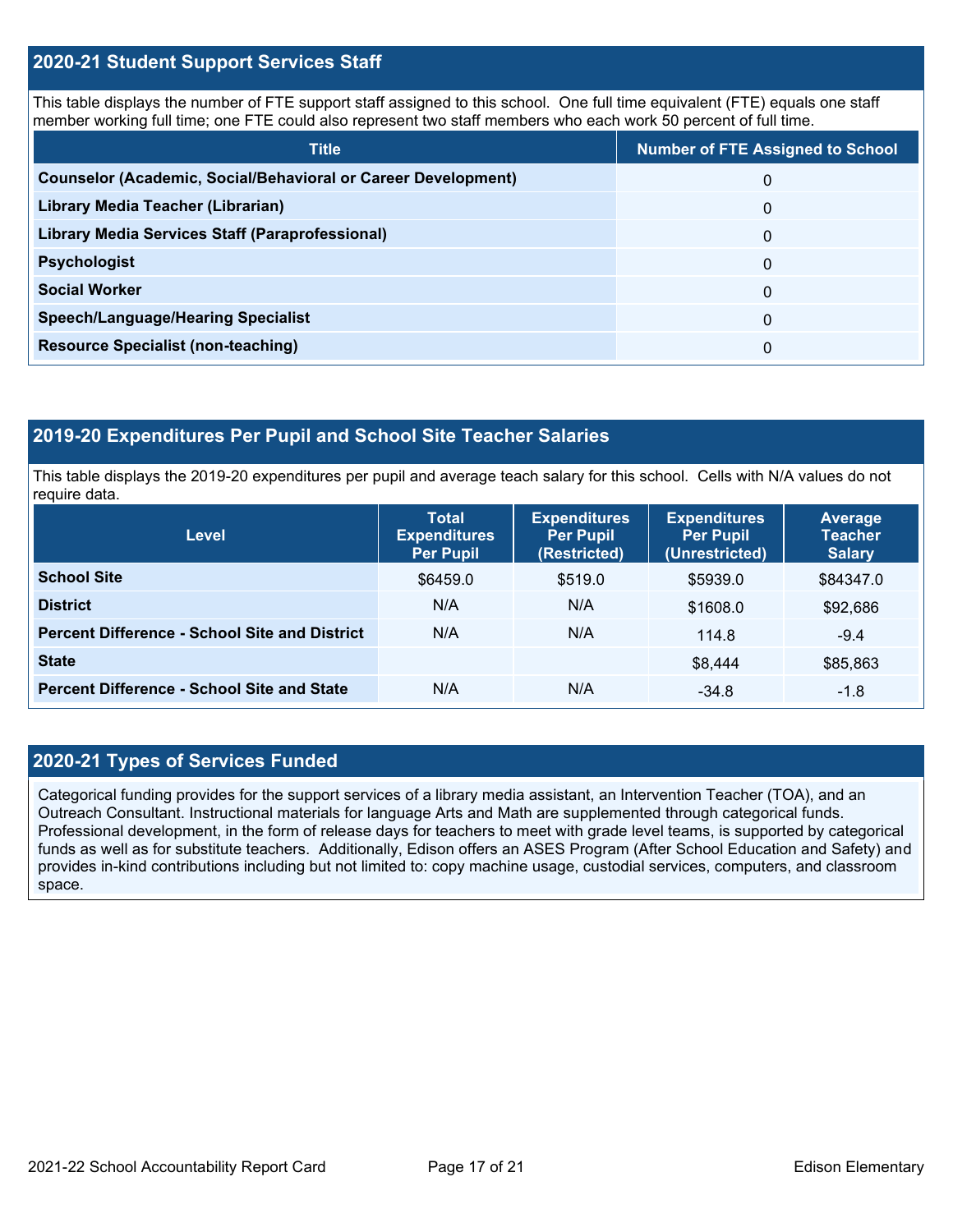## 2020-21 Student Support Services Staff

This table displays the number of FTE support staff assigned to this school. One full time equivalent (FTE) equals one staff member working full time; one FTE could also represent two staff members who each work 50 percent of full time.

| Title | Number of FTE Assigned to School |
|---|---|
| **Counselor (Academic, Social/Behavioral or Career Development)** | 0 |
| **Library Media Teacher (Librarian)** | 0 |
| **Library Media Services Staff (Paraprofessional)** | 0 |
| **Psychologist** | 0 |
| **Social Worker** | 0 |
| **Speech/Language/Hearing Specialist** | 0 |
| **Resource Specialist (non-teaching)** | 0 |

## 2019-20 Expenditures Per Pupil and School Site Teacher Salaries

This table displays the 2019-20 expenditures per pupil and average teach salary for this school. Cells with N/A values do not require data.

| Level | Total Expenditures Per Pupil | Expenditures Per Pupil (Restricted) | Expenditures Per Pupil (Unrestricted) | Average Teacher Salary |
|---|---|---|---|---|
| **School Site** | $6459.0 | $519.0 | $5939.0 | $84347.0 |
| **District** | N/A | N/A | $1608.0 | $92,686 |
| **Percent Difference - School Site and District** | N/A | N/A | 114.8 | -9.4 |
| **State** | | | $8,444 | $85,863 |
| **Percent Difference - School Site and State** | N/A | N/A | -34.8 | -1.8 |

## 2020-21 Types of Services Funded

Categorical funding provides for the support services of a library media assistant, an Intervention Teacher (TOA), and an Outreach Consultant. Instructional materials for language Arts and Math are supplemented through categorical funds. Professional development, in the form of release days for teachers to meet with grade level teams, is supported by categorical funds as well as for substitute teachers. Additionally, Edison offers an ASES Program (After School Education and Safety) and provides in-kind contributions including but not limited to: copy machine usage, custodial services, computers, and classroom space.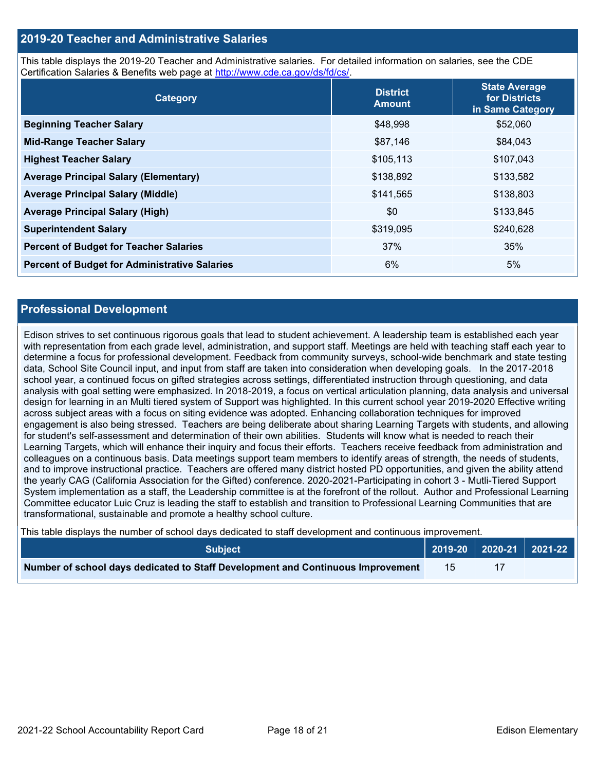## 2019-20 Teacher and Administrative Salaries

This table displays the 2019-20 Teacher and Administrative salaries. For detailed information on salaries, see the CDE Certification Salaries & Benefits web page at http://www.cde.ca.gov/ds/fd/cs/.

| Category | District Amount | State Average for Districts in Same Category |
|---|---|---|
| **Beginning Teacher Salary** | $48,998 | $52,060 |
| **Mid-Range Teacher Salary** | $87,146 | $84,043 |
| **Highest Teacher Salary** | $105,113 | $107,043 |
| **Average Principal Salary (Elementary)** | $138,892 | $133,582 |
| **Average Principal Salary (Middle)** | $141,565 | $138,803 |
| **Average Principal Salary (High)** | $0 | $133,845 |
| **Superintendent Salary** | $319,095 | $240,628 |
| **Percent of Budget for Teacher Salaries** | 37% | 35% |
| **Percent of Budget for Administrative Salaries** | 6% | 5% |

## Professional Development

Edison strives to set continuous rigorous goals that lead to student achievement. A leadership team is established each year with representation from each grade level, administration, and support staff. Meetings are held with teaching staff each year to determine a focus for professional development. Feedback from community surveys, school-wide benchmark and state testing data, School Site Council input, and input from staff are taken into consideration when developing goals. In the 2017-2018 school year, a continued focus on gifted strategies across settings, differentiated instruction through questioning, and data analysis with goal setting were emphasized. In 2018-2019, a focus on vertical articulation planning, data analysis and universal design for learning in an Multi tiered system of Support was highlighted. In this current school year 2019-2020 Effective writing across subject areas with a focus on siting evidence was adopted. Enhancing collaboration techniques for improved engagement is also being stressed. Teachers are being deliberate about sharing Learning Targets with students, and allowing for student's self-assessment and determination of their own abilities. Students will know what is needed to reach their Learning Targets, which will enhance their inquiry and focus their efforts. Teachers receive feedback from administration and colleagues on a continuous basis. Data meetings support team members to identify areas of strength, the needs of students, and to improve instructional practice. Teachers are offered many district hosted PD opportunities, and given the ability attend the yearly CAG (California Association for the Gifted) conference. 2020-2021-Participating in cohort 3 - Mutli-Tiered Support System implementation as a staff, the Leadership committee is at the forefront of the rollout. Author and Professional Learning Committee educator Luic Cruz is leading the staff to establish and transition to Professional Learning Communities that are transformational, sustainable and promote a healthy school culture.

This table displays the number of school days dedicated to staff development and continuous improvement.

| Subject | 2019-20 | 2020-21 | 2021-22 |
|---|---|---|---|
| **Number of school days dedicated to Staff Development and Continuous Improvement** | 15 | 17 | |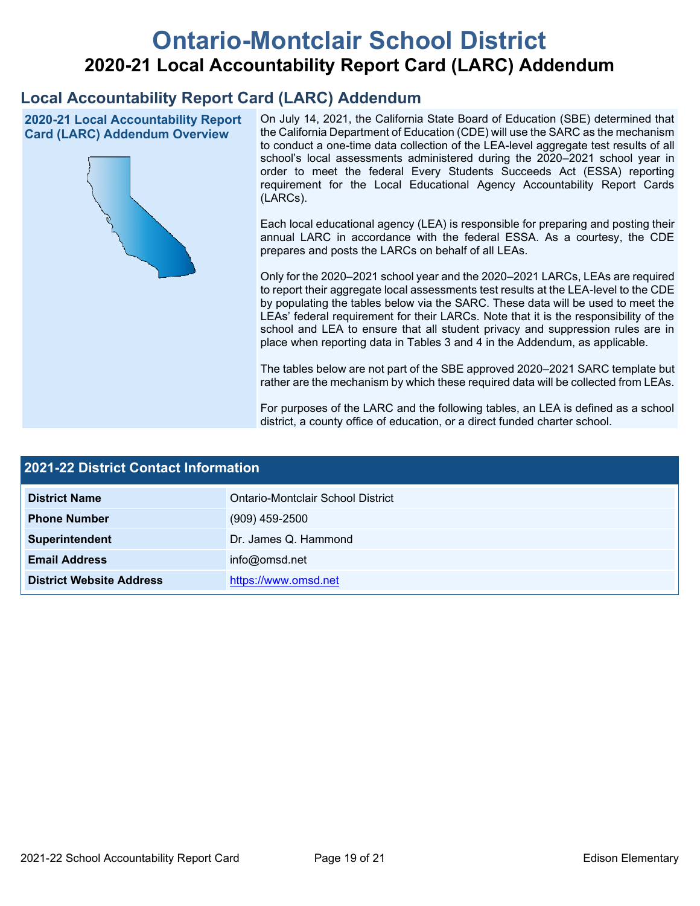# Ontario-Montclair School District

## 2020-21 Local Accountability Report Card (LARC) Addendum

## Local Accountability Report Card (LARC) Addendum

### 2020-21 Local Accountability Report Card (LARC) Addendum Overview

On July 14, 2021, the California State Board of Education (SBE) determined that the California Department of Education (CDE) will use the SARC as the mechanism to conduct a one-time data collection of the LEA-level aggregate test results of all school's local assessments administered during the 2020–2021 school year in order to meet the federal Every Students Succeeds Act (ESSA) reporting requirement for the Local Educational Agency Accountability Report Cards (LARCs).

Each local educational agency (LEA) is responsible for preparing and posting their annual LARC in accordance with the federal ESSA. As a courtesy, the CDE prepares and posts the LARCs on behalf of all LEAs.

Only for the 2020–2021 school year and the 2020–2021 LARCs, LEAs are required to report their aggregate local assessments test results at the LEA-level to the CDE by populating the tables below via the SARC. These data will be used to meet the LEAs' federal requirement for their LARCs. Note that it is the responsibility of the school and LEA to ensure that all student privacy and suppression rules are in place when reporting data in Tables 3 and 4 in the Addendum, as applicable.

The tables below are not part of the SBE approved 2020–2021 SARC template but rather are the mechanism by which these required data will be collected from LEAs.

For purposes of the LARC and the following tables, an LEA is defined as a school district, a county office of education, or a direct funded charter school.

| 2021-22 District Contact Information | |
|---|---|
| **District Name** | Ontario-Montclair School District |
| **Phone Number** | (909) 459-2500 |
| **Superintendent** | Dr. James Q. Hammond |
| **Email Address** | info@omsd.net |
| **District Website Address** | https://www.omsd.net |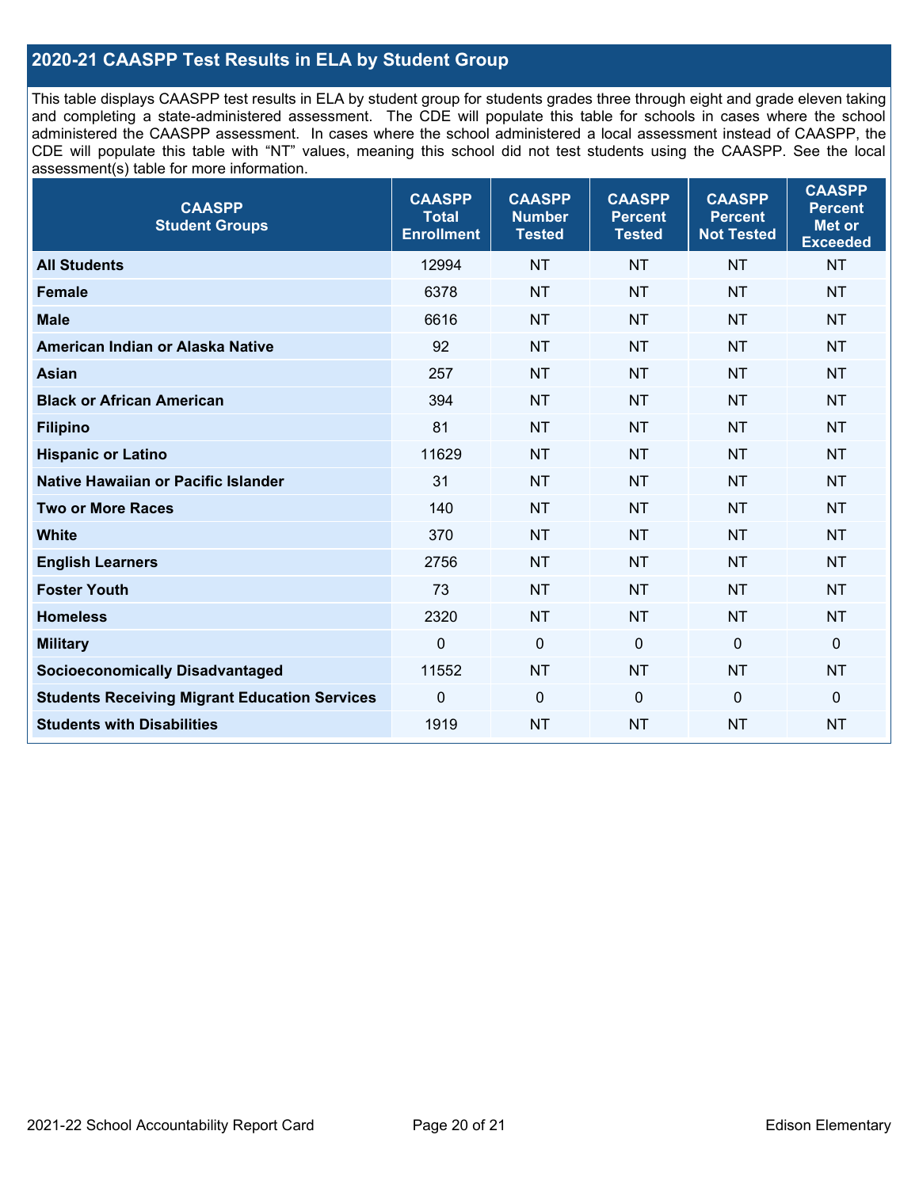## 2020-21 CAASPP Test Results in ELA by Student Group

This table displays CAASPP test results in ELA by student group for students grades three through eight and grade eleven taking and completing a state-administered assessment. The CDE will populate this table for schools in cases where the school administered the CAASPP assessment. In cases where the school administered a local assessment instead of CAASPP, the CDE will populate this table with "NT" values, meaning this school did not test students using the CAASPP. See the local assessment(s) table for more information.

| CAASPP Student Groups | CAASPP Total Enrollment | CAASPP Number Tested | CAASPP Percent Tested | CAASPP Percent Not Tested | CAASPP Percent Met or Exceeded |
|---|---|---|---|---|---|
| **All Students** | 12994 | NT | NT | NT | NT |
| **Female** | 6378 | NT | NT | NT | NT |
| **Male** | 6616 | NT | NT | NT | NT |
| **American Indian or Alaska Native** | 92 | NT | NT | NT | NT |
| **Asian** | 257 | NT | NT | NT | NT |
| **Black or African American** | 394 | NT | NT | NT | NT |
| **Filipino** | 81 | NT | NT | NT | NT |
| **Hispanic or Latino** | 11629 | NT | NT | NT | NT |
| **Native Hawaiian or Pacific Islander** | 31 | NT | NT | NT | NT |
| **Two or More Races** | 140 | NT | NT | NT | NT |
| **White** | 370 | NT | NT | NT | NT |
| **English Learners** | 2756 | NT | NT | NT | NT |
| **Foster Youth** | 73 | NT | NT | NT | NT |
| **Homeless** | 2320 | NT | NT | NT | NT |
| **Military** | 0 | 0 | 0 | 0 | 0 |
| **Socioeconomically Disadvantaged** | 11552 | NT | NT | NT | NT |
| **Students Receiving Migrant Education Services** | 0 | 0 | 0 | 0 | 0 |
| **Students with Disabilities** | 1919 | NT | NT | NT | NT |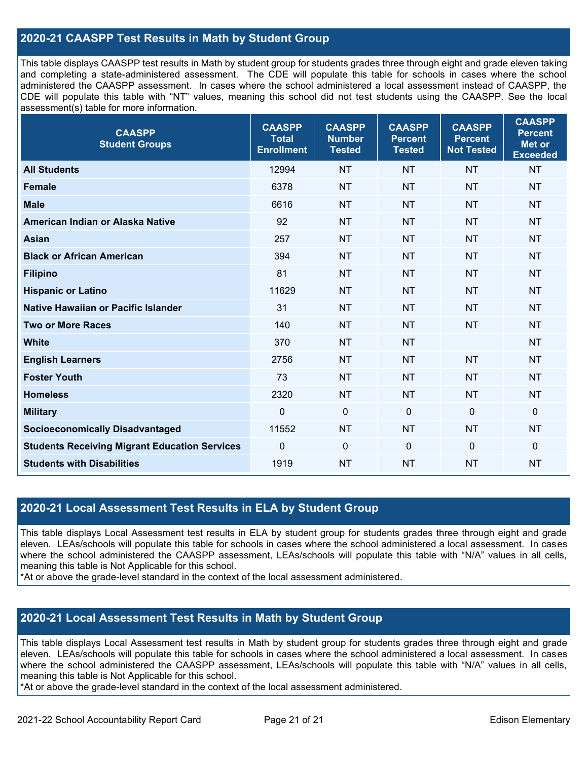## 2020-21 CAASPP Test Results in Math by Student Group

This table displays CAASPP test results in Math by student group for students grades three through eight and grade eleven taking and completing a state-administered assessment. The CDE will populate this table for schools in cases where the school administered the CAASPP assessment. In cases where the school administered a local assessment instead of CAASPP, the CDE will populate this table with "NT" values, meaning this school did not test students using the CAASPP. See the local assessment(s) table for more information.

| CAASPP Student Groups | CAASPP Total Enrollment | CAASPP Number Tested | CAASPP Percent Tested | CAASPP Percent Not Tested | CAASPP Percent Met or Exceeded |
|---|---|---|---|---|---|
| **All Students** | 12994 | NT | NT | NT | NT |
| **Female** | 6378 | NT | NT | NT | NT |
| **Male** | 6616 | NT | NT | NT | NT |
| **American Indian or Alaska Native** | 92 | NT | NT | NT | NT |
| **Asian** | 257 | NT | NT | NT | NT |
| **Black or African American** | 394 | NT | NT | NT | NT |
| **Filipino** | 81 | NT | NT | NT | NT |
| **Hispanic or Latino** | 11629 | NT | NT | NT | NT |
| **Native Hawaiian or Pacific Islander** | 31 | NT | NT | NT | NT |
| **Two or More Races** | 140 | NT | NT | NT | NT |
| **White** | 370 | NT | NT | | NT |
| **English Learners** | 2756 | NT | NT | NT | NT |
| **Foster Youth** | 73 | NT | NT | NT | NT |
| **Homeless** | 2320 | NT | NT | NT | NT |
| **Military** | 0 | 0 | 0 | 0 | 0 |
| **Socioeconomically Disadvantaged** | 11552 | NT | NT | NT | NT |
| **Students Receiving Migrant Education Services** | 0 | 0 | 0 | 0 | 0 |
| **Students with Disabilities** | 1919 | NT | NT | NT | NT |

## 2020-21 Local Assessment Test Results in ELA by Student Group

This table displays Local Assessment test results in ELA by student group for students grades three through eight and grade eleven. LEAs/schools will populate this table for schools in cases where the school administered a local assessment. In cases where the school administered the CAASPP assessment, LEAs/schools will populate this table with "N/A" values in all cells, meaning this table is Not Applicable for this school.
*At or above the grade-level standard in the context of the local assessment administered.

## 2020-21 Local Assessment Test Results in Math by Student Group

This table displays Local Assessment test results in Math by student group for students grades three through eight and grade eleven. LEAs/schools will populate this table for schools in cases where the school administered a local assessment. In cases where the school administered the CAASPP assessment, LEAs/schools will populate this table with "N/A" values in all cells, meaning this table is Not Applicable for this school.
*At or above the grade-level standard in the context of the local assessment administered.